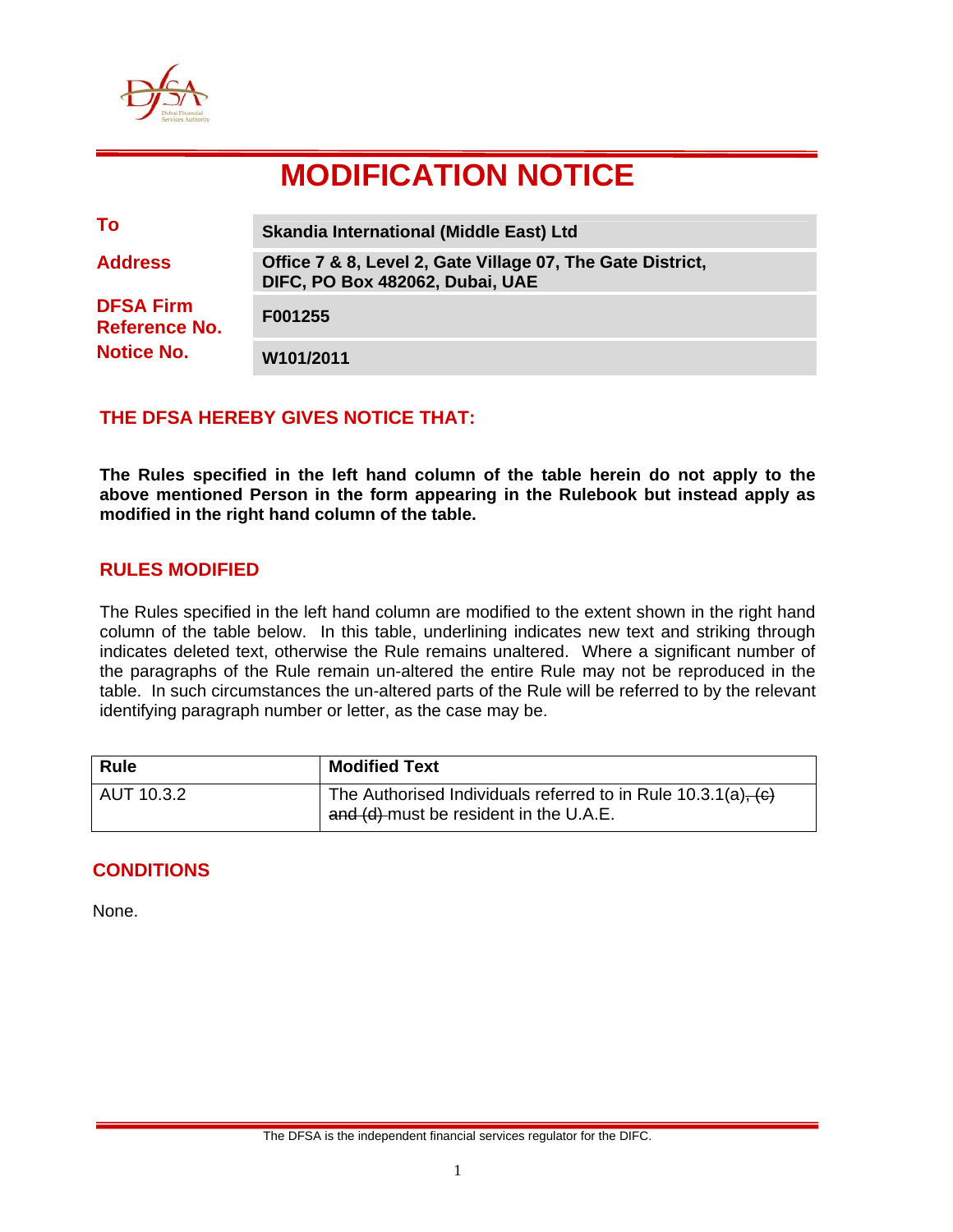# MODIFICATION NOTICE

| | |
|---|---|
| **To** | **Skandia International (Middle East) Ltd** |
| **Address** | **Office 7 & 8, Level 2, Gate Village 07, The Gate District, DIFC, PO Box 482062, Dubai, UAE** |
| **DFSA Firm Reference No.** | **F001255** |
| **Notice No.** | **W101/2011** |

## THE DFSA HEREBY GIVES NOTICE THAT:

**The Rules specified in the left hand column of the table herein do not apply to the above mentioned Person in the form appearing in the Rulebook but instead apply as modified in the right hand column of the table.**

## RULES MODIFIED

The Rules specified in the left hand column are modified to the extent shown in the right hand column of the table below. In this table, underlining indicates new text and striking through indicates deleted text, otherwise the Rule remains unaltered. Where a significant number of the paragraphs of the Rule remain un-altered the entire Rule may not be reproduced in the table. In such circumstances the un-altered parts of the Rule will be referred to by the relevant identifying paragraph number or letter, as the case may be.

| Rule | Modified Text |
|---|---|
| AUT 10.3.2 | The Authorised Individuals referred to in Rule 10.3.1(a)~~, (c) and (d)~~ must be resident in the U.A.E. |

## CONDITIONS

None.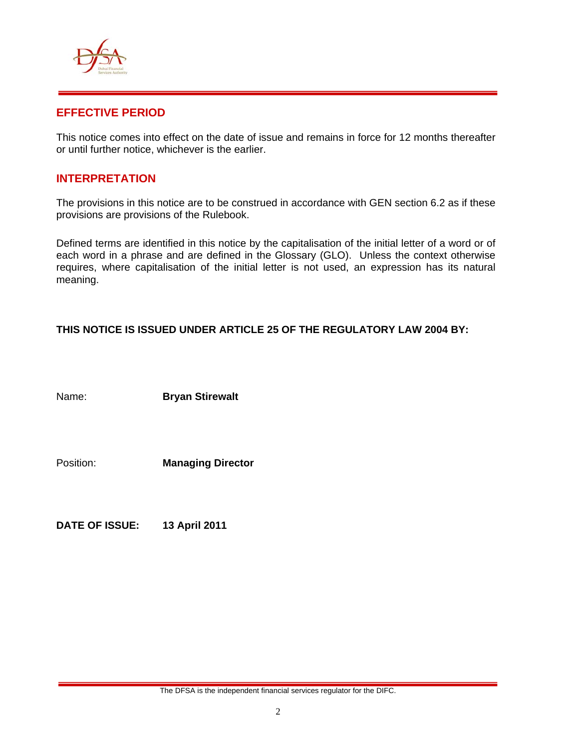## EFFECTIVE PERIOD

This notice comes into effect on the date of issue and remains in force for 12 months thereafter or until further notice, whichever is the earlier.

## INTERPRETATION

The provisions in this notice are to be construed in accordance with GEN section 6.2 as if these provisions are provisions of the Rulebook.

Defined terms are identified in this notice by the capitalisation of the initial letter of a word or of each word in a phrase and are defined in the Glossary (GLO). Unless the context otherwise requires, where capitalisation of the initial letter is not used, an expression has its natural meaning.

**THIS NOTICE IS ISSUED UNDER ARTICLE 25 OF THE REGULATORY LAW 2004 BY:**

Name: **Bryan Stirewalt**

Position: **Managing Director**

**DATE OF ISSUE: 13 April 2011**

The DFSA is the independent financial services regulator for the DIFC.